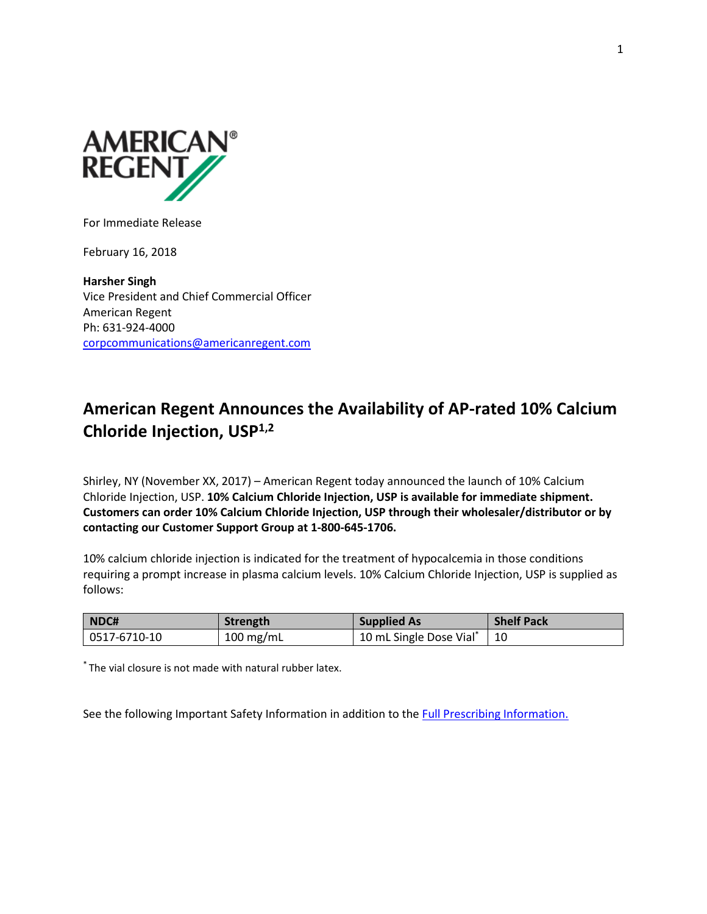AMERICAN REGENT

For Immediate Release

February 16, 2018

**Harsher Singh**
Vice President and Chief Commercial Officer
American Regent
Ph: 631-924-4000
corpcommunications@americanregent.com

## American Regent Announces the Availability of AP-rated 10% Calcium Chloride Injection, USP[1,2]

Shirley, NY (November XX, 2017) – American Regent today announced the launch of 10% Calcium Chloride Injection, USP. **10% Calcium Chloride Injection, USP is available for immediate shipment. Customers can order 10% Calcium Chloride Injection, USP through their wholesaler/distributor or by contacting our Customer Support Group at 1-800-645-1706.**

10% calcium chloride injection is indicated for the treatment of hypocalcemia in those conditions requiring a prompt increase in plasma calcium levels. 10% Calcium Chloride Injection, USP is supplied as follows:

| NDC# | Strength | Supplied As | Shelf Pack |
|---|---|---|---|
| 0517-6710-10 | 100 mg/mL | 10 mL Single Dose Vial* | 10 |

* The vial closure is not made with natural rubber latex.

See the following Important Safety Information in addition to the Full Prescribing Information.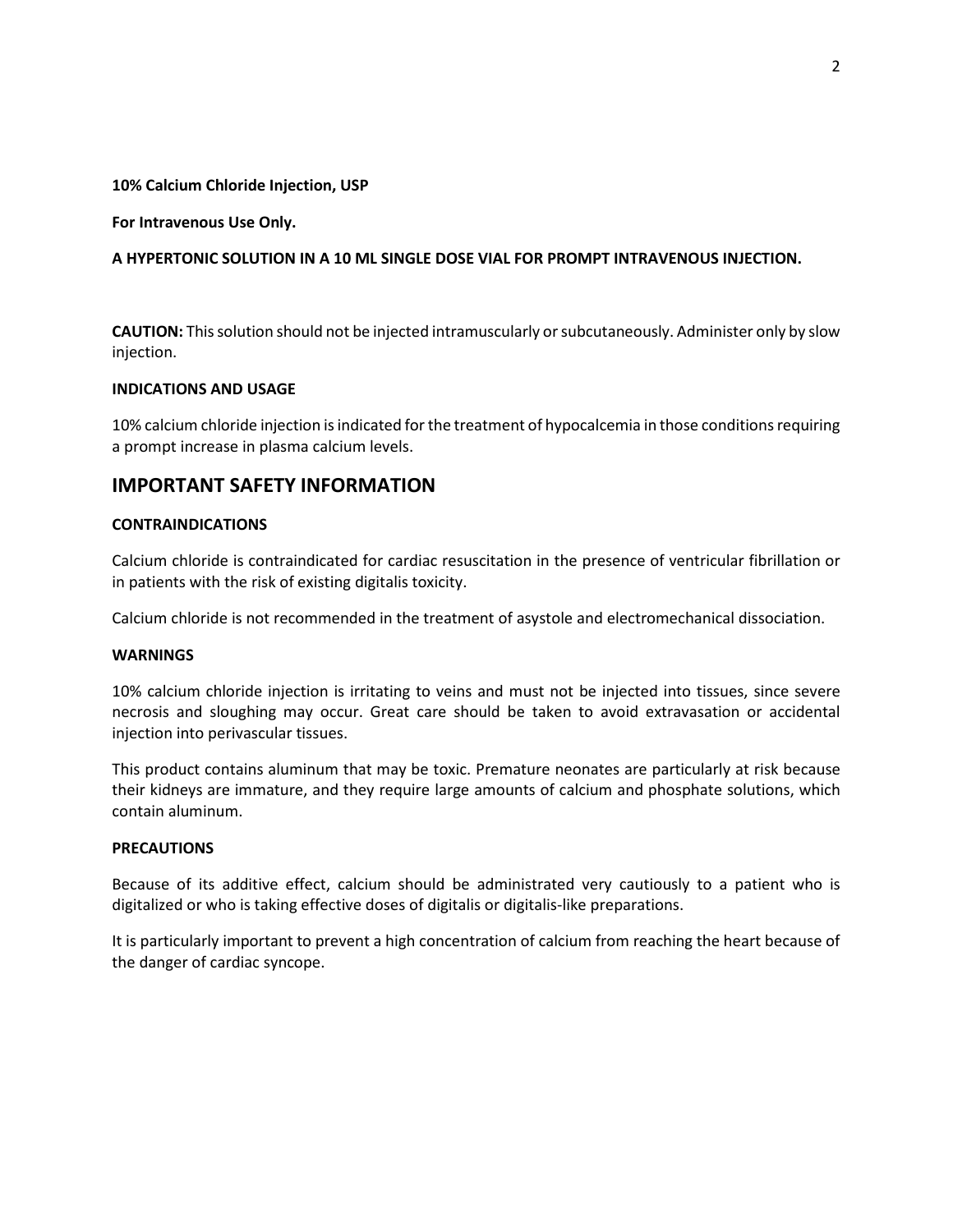**10% Calcium Chloride Injection, USP**

**For Intravenous Use Only.**

**A HYPERTONIC SOLUTION IN A 10 ML SINGLE DOSE VIAL FOR PROMPT INTRAVENOUS INJECTION.**

**CAUTION:** This solution should not be injected intramuscularly or subcutaneously. Administer only by slow injection.

**INDICATIONS AND USAGE**

10% calcium chloride injection is indicated for the treatment of hypocalcemia in those conditions requiring a prompt increase in plasma calcium levels.

## IMPORTANT SAFETY INFORMATION

**CONTRAINDICATIONS**

Calcium chloride is contraindicated for cardiac resuscitation in the presence of ventricular fibrillation or in patients with the risk of existing digitalis toxicity.

Calcium chloride is not recommended in the treatment of asystole and electromechanical dissociation.

**WARNINGS**

10% calcium chloride injection is irritating to veins and must not be injected into tissues, since severe necrosis and sloughing may occur. Great care should be taken to avoid extravasation or accidental injection into perivascular tissues.

This product contains aluminum that may be toxic. Premature neonates are particularly at risk because their kidneys are immature, and they require large amounts of calcium and phosphate solutions, which contain aluminum.

**PRECAUTIONS**

Because of its additive effect, calcium should be administrated very cautiously to a patient who is digitalized or who is taking effective doses of digitalis or digitalis-like preparations.

It is particularly important to prevent a high concentration of calcium from reaching the heart because of the danger of cardiac syncope.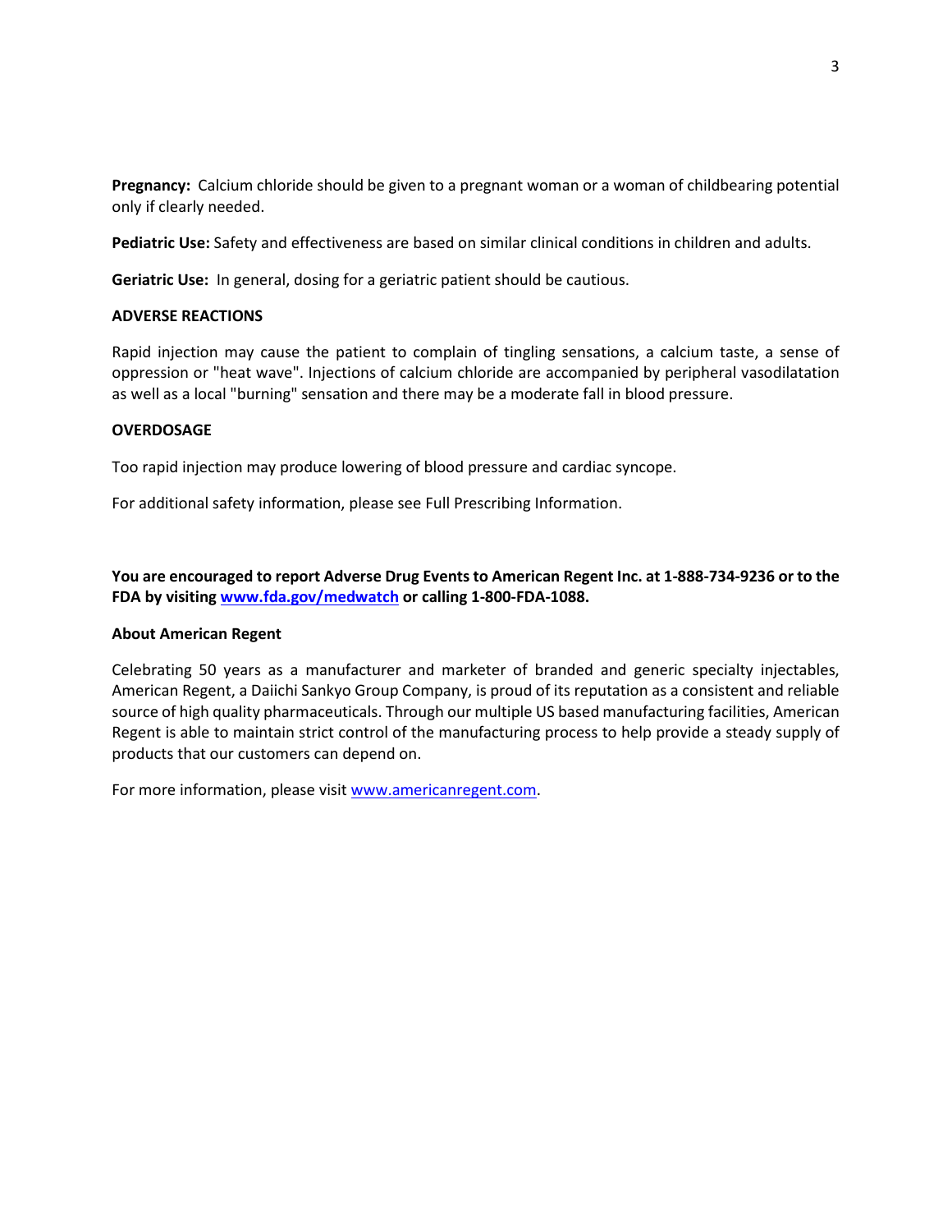**Pregnancy:** Calcium chloride should be given to a pregnant woman or a woman of childbearing potential only if clearly needed.

**Pediatric Use:** Safety and effectiveness are based on similar clinical conditions in children and adults.

**Geriatric Use:** In general, dosing for a geriatric patient should be cautious.

**ADVERSE REACTIONS**

Rapid injection may cause the patient to complain of tingling sensations, a calcium taste, a sense of oppression or "heat wave". Injections of calcium chloride are accompanied by peripheral vasodilatation as well as a local "burning" sensation and there may be a moderate fall in blood pressure.

**OVERDOSAGE**

Too rapid injection may produce lowering of blood pressure and cardiac syncope.

For additional safety information, please see Full Prescribing Information.

**You are encouraged to report Adverse Drug Events to American Regent Inc. at 1-888-734-9236 or to the FDA by visiting [www.fda.gov/medwatch](www.fda.gov/medwatch) or calling 1-800-FDA-1088.**

**About American Regent**

Celebrating 50 years as a manufacturer and marketer of branded and generic specialty injectables, American Regent, a Daiichi Sankyo Group Company, is proud of its reputation as a consistent and reliable source of high quality pharmaceuticals. Through our multiple US based manufacturing facilities, American Regent is able to maintain strict control of the manufacturing process to help provide a steady supply of products that our customers can depend on.

For more information, please visit [www.americanregent.com](www.americanregent.com).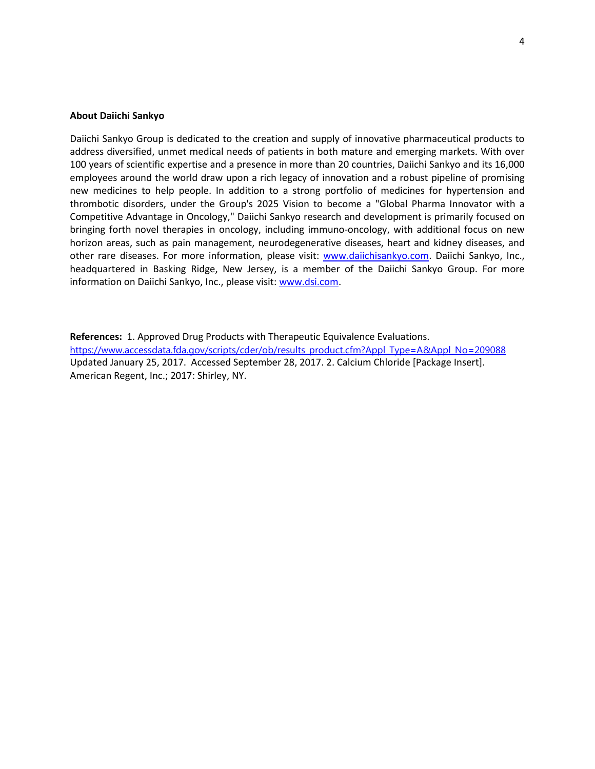**About Daiichi Sankyo**

Daiichi Sankyo Group is dedicated to the creation and supply of innovative pharmaceutical products to address diversified, unmet medical needs of patients in both mature and emerging markets. With over 100 years of scientific expertise and a presence in more than 20 countries, Daiichi Sankyo and its 16,000 employees around the world draw upon a rich legacy of innovation and a robust pipeline of promising new medicines to help people. In addition to a strong portfolio of medicines for hypertension and thrombotic disorders, under the Group's 2025 Vision to become a "Global Pharma Innovator with a Competitive Advantage in Oncology," Daiichi Sankyo research and development is primarily focused on bringing forth novel therapies in oncology, including immuno-oncology, with additional focus on new horizon areas, such as pain management, neurodegenerative diseases, heart and kidney diseases, and other rare diseases. For more information, please visit: www.daiichisankyo.com. Daiichi Sankyo, Inc., headquartered in Basking Ridge, New Jersey, is a member of the Daiichi Sankyo Group. For more information on Daiichi Sankyo, Inc., please visit: www.dsi.com.

**References:** 1. Approved Drug Products with Therapeutic Equivalence Evaluations. https://www.accessdata.fda.gov/scripts/cder/ob/results_product.cfm?Appl_Type=A&Appl_No=209088 Updated January 25, 2017. Accessed September 28, 2017. 2. Calcium Chloride [Package Insert]. American Regent, Inc.; 2017: Shirley, NY.